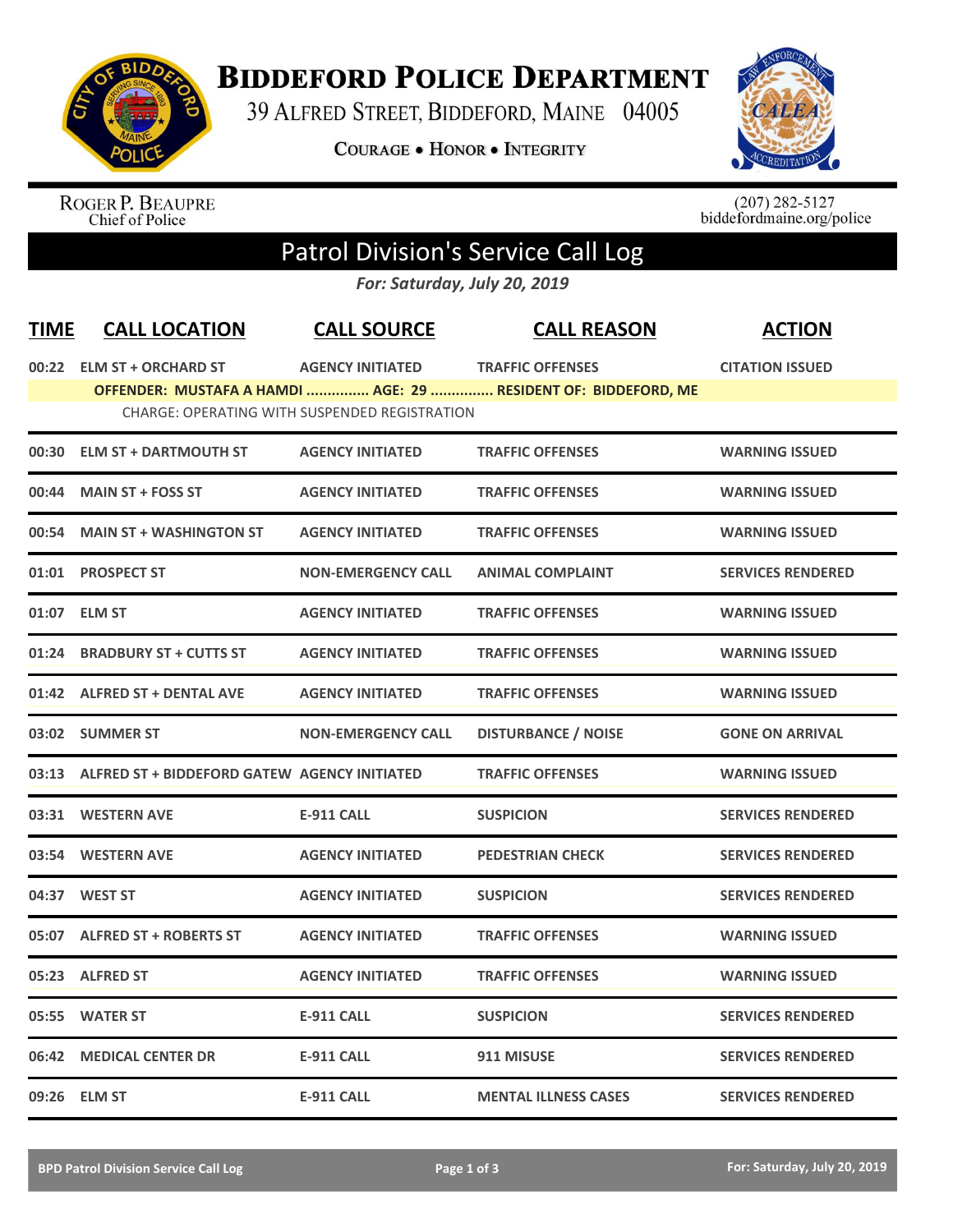# Biddeford Police Department

39 Alfred Street, Biddeford, Maine 04005

Courage • Honor • Integrity

Roger P. Beaupre
Chief of Police

(207) 282-5127
biddefordmaine.org/police

## Patrol Division's Service Call Log

*For: Saturday, July 20, 2019*

| TIME | CALL LOCATION | CALL SOURCE | CALL REASON | ACTION |
|---|---|---|---|---|
| 00:22 | ELM ST + ORCHARD ST | AGENCY INITIATED | TRAFFIC OFFENSES | CITATION ISSUED |
| | OFFENDER: MUSTAFA A HAMDI ............... AGE: 29 ............... RESIDENT OF: BIDDEFORD, ME | | | |
| | CHARGE: OPERATING WITH SUSPENDED REGISTRATION | | | |
| 00:30 | ELM ST + DARTMOUTH ST | AGENCY INITIATED | TRAFFIC OFFENSES | WARNING ISSUED |
| 00:44 | MAIN ST + FOSS ST | AGENCY INITIATED | TRAFFIC OFFENSES | WARNING ISSUED |
| 00:54 | MAIN ST + WASHINGTON ST | AGENCY INITIATED | TRAFFIC OFFENSES | WARNING ISSUED |
| 01:01 | PROSPECT ST | NON-EMERGENCY CALL | ANIMAL COMPLAINT | SERVICES RENDERED |
| 01:07 | ELM ST | AGENCY INITIATED | TRAFFIC OFFENSES | WARNING ISSUED |
| 01:24 | BRADBURY ST + CUTTS ST | AGENCY INITIATED | TRAFFIC OFFENSES | WARNING ISSUED |
| 01:42 | ALFRED ST + DENTAL AVE | AGENCY INITIATED | TRAFFIC OFFENSES | WARNING ISSUED |
| 03:02 | SUMMER ST | NON-EMERGENCY CALL | DISTURBANCE / NOISE | GONE ON ARRIVAL |
| 03:13 | ALFRED ST + BIDDEFORD GATEW | AGENCY INITIATED | TRAFFIC OFFENSES | WARNING ISSUED |
| 03:31 | WESTERN AVE | E-911 CALL | SUSPICION | SERVICES RENDERED |
| 03:54 | WESTERN AVE | AGENCY INITIATED | PEDESTRIAN CHECK | SERVICES RENDERED |
| 04:37 | WEST ST | AGENCY INITIATED | SUSPICION | SERVICES RENDERED |
| 05:07 | ALFRED ST + ROBERTS ST | AGENCY INITIATED | TRAFFIC OFFENSES | WARNING ISSUED |
| 05:23 | ALFRED ST | AGENCY INITIATED | TRAFFIC OFFENSES | WARNING ISSUED |
| 05:55 | WATER ST | E-911 CALL | SUSPICION | SERVICES RENDERED |
| 06:42 | MEDICAL CENTER DR | E-911 CALL | 911 MISUSE | SERVICES RENDERED |
| 09:26 | ELM ST | E-911 CALL | MENTAL ILLNESS CASES | SERVICES RENDERED |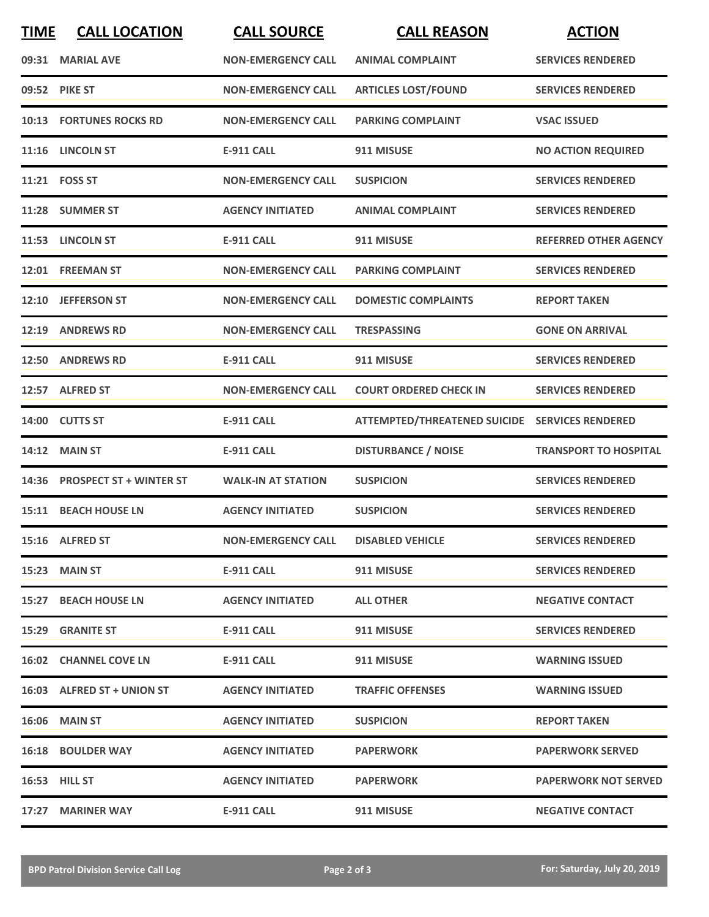| TIME | CALL LOCATION | CALL SOURCE | CALL REASON | ACTION |
| --- | --- | --- | --- | --- |
| 09:31 | MARIAL AVE | NON-EMERGENCY CALL | ANIMAL COMPLAINT | SERVICES RENDERED |
| 09:52 | PIKE ST | NON-EMERGENCY CALL | ARTICLES LOST/FOUND | SERVICES RENDERED |
| 10:13 | FORTUNES ROCKS RD | NON-EMERGENCY CALL | PARKING COMPLAINT | VSAC ISSUED |
| 11:16 | LINCOLN ST | E-911 CALL | 911 MISUSE | NO ACTION REQUIRED |
| 11:21 | FOSS ST | NON-EMERGENCY CALL | SUSPICION | SERVICES RENDERED |
| 11:28 | SUMMER ST | AGENCY INITIATED | ANIMAL COMPLAINT | SERVICES RENDERED |
| 11:53 | LINCOLN ST | E-911 CALL | 911 MISUSE | REFERRED OTHER AGENCY |
| 12:01 | FREEMAN ST | NON-EMERGENCY CALL | PARKING COMPLAINT | SERVICES RENDERED |
| 12:10 | JEFFERSON ST | NON-EMERGENCY CALL | DOMESTIC COMPLAINTS | REPORT TAKEN |
| 12:19 | ANDREWS RD | NON-EMERGENCY CALL | TRESPASSING | GONE ON ARRIVAL |
| 12:50 | ANDREWS RD | E-911 CALL | 911 MISUSE | SERVICES RENDERED |
| 12:57 | ALFRED ST | NON-EMERGENCY CALL | COURT ORDERED CHECK IN | SERVICES RENDERED |
| 14:00 | CUTTS ST | E-911 CALL | ATTEMPTED/THREATENED SUICIDE | SERVICES RENDERED |
| 14:12 | MAIN ST | E-911 CALL | DISTURBANCE / NOISE | TRANSPORT TO HOSPITAL |
| 14:36 | PROSPECT ST + WINTER ST | WALK-IN AT STATION | SUSPICION | SERVICES RENDERED |
| 15:11 | BEACH HOUSE LN | AGENCY INITIATED | SUSPICION | SERVICES RENDERED |
| 15:16 | ALFRED ST | NON-EMERGENCY CALL | DISABLED VEHICLE | SERVICES RENDERED |
| 15:23 | MAIN ST | E-911 CALL | 911 MISUSE | SERVICES RENDERED |
| 15:27 | BEACH HOUSE LN | AGENCY INITIATED | ALL OTHER | NEGATIVE CONTACT |
| 15:29 | GRANITE ST | E-911 CALL | 911 MISUSE | SERVICES RENDERED |
| 16:02 | CHANNEL COVE LN | E-911 CALL | 911 MISUSE | WARNING ISSUED |
| 16:03 | ALFRED ST + UNION ST | AGENCY INITIATED | TRAFFIC OFFENSES | WARNING ISSUED |
| 16:06 | MAIN ST | AGENCY INITIATED | SUSPICION | REPORT TAKEN |
| 16:18 | BOULDER WAY | AGENCY INITIATED | PAPERWORK | PAPERWORK SERVED |
| 16:53 | HILL ST | AGENCY INITIATED | PAPERWORK | PAPERWORK NOT SERVED |
| 17:27 | MARINER WAY | E-911 CALL | 911 MISUSE | NEGATIVE CONTACT |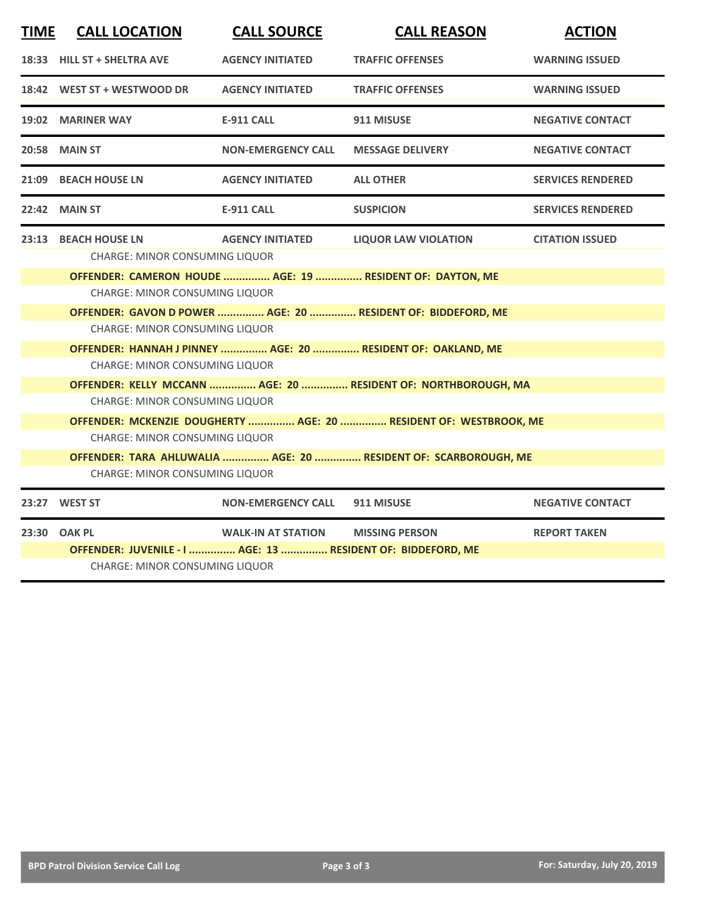| TIME | CALL LOCATION | CALL SOURCE | CALL REASON | ACTION |
|---|---|---|---|---|
| 18:33 | HILL ST + SHELTRA AVE | AGENCY INITIATED | TRAFFIC OFFENSES | WARNING ISSUED |
| 18:42 | WEST ST + WESTWOOD DR | AGENCY INITIATED | TRAFFIC OFFENSES | WARNING ISSUED |
| 19:02 | MARINER WAY | E-911 CALL | 911 MISUSE | NEGATIVE CONTACT |
| 20:58 | MAIN ST | NON-EMERGENCY CALL | MESSAGE DELIVERY | NEGATIVE CONTACT |
| 21:09 | BEACH HOUSE LN | AGENCY INITIATED | ALL OTHER | SERVICES RENDERED |
| 22:42 | MAIN ST | E-911 CALL | SUSPICION | SERVICES RENDERED |
| 23:13 | BEACH HOUSE LN | AGENCY INITIATED | LIQUOR LAW VIOLATION | CITATION ISSUED |

CHARGE: MINOR CONSUMING LIQUOR

**OFFENDER: CAMERON HOUDE ............... AGE: 19 ............... RESIDENT OF: DAYTON, ME**

CHARGE: MINOR CONSUMING LIQUOR

**OFFENDER: GAVON D POWER ............... AGE: 20 ............... RESIDENT OF: BIDDEFORD, ME**

CHARGE: MINOR CONSUMING LIQUOR

**OFFENDER: HANNAH J PINNEY ............... AGE: 20 ............... RESIDENT OF: OAKLAND, ME**

CHARGE: MINOR CONSUMING LIQUOR

**OFFENDER: KELLY MCCANN ............... AGE: 20 ............... RESIDENT OF: NORTHBOROUGH, MA**

CHARGE: MINOR CONSUMING LIQUOR

**OFFENDER: MCKENZIE DOUGHERTY ............... AGE: 20 ............... RESIDENT OF: WESTBROOK, ME**

CHARGE: MINOR CONSUMING LIQUOR

**OFFENDER: TARA AHLUWALIA ............... AGE: 20 ............... RESIDENT OF: SCARBOROUGH, ME**

CHARGE: MINOR CONSUMING LIQUOR

| TIME | CALL LOCATION | CALL SOURCE | CALL REASON | ACTION |
|---|---|---|---|---|
| 23:27 | WEST ST | NON-EMERGENCY CALL | 911 MISUSE | NEGATIVE CONTACT |
| 23:30 | OAK PL | WALK-IN AT STATION | MISSING PERSON | REPORT TAKEN |

**OFFENDER: JUVENILE - I ............... AGE: 13 ............... RESIDENT OF: BIDDEFORD, ME**

CHARGE: MINOR CONSUMING LIQUOR